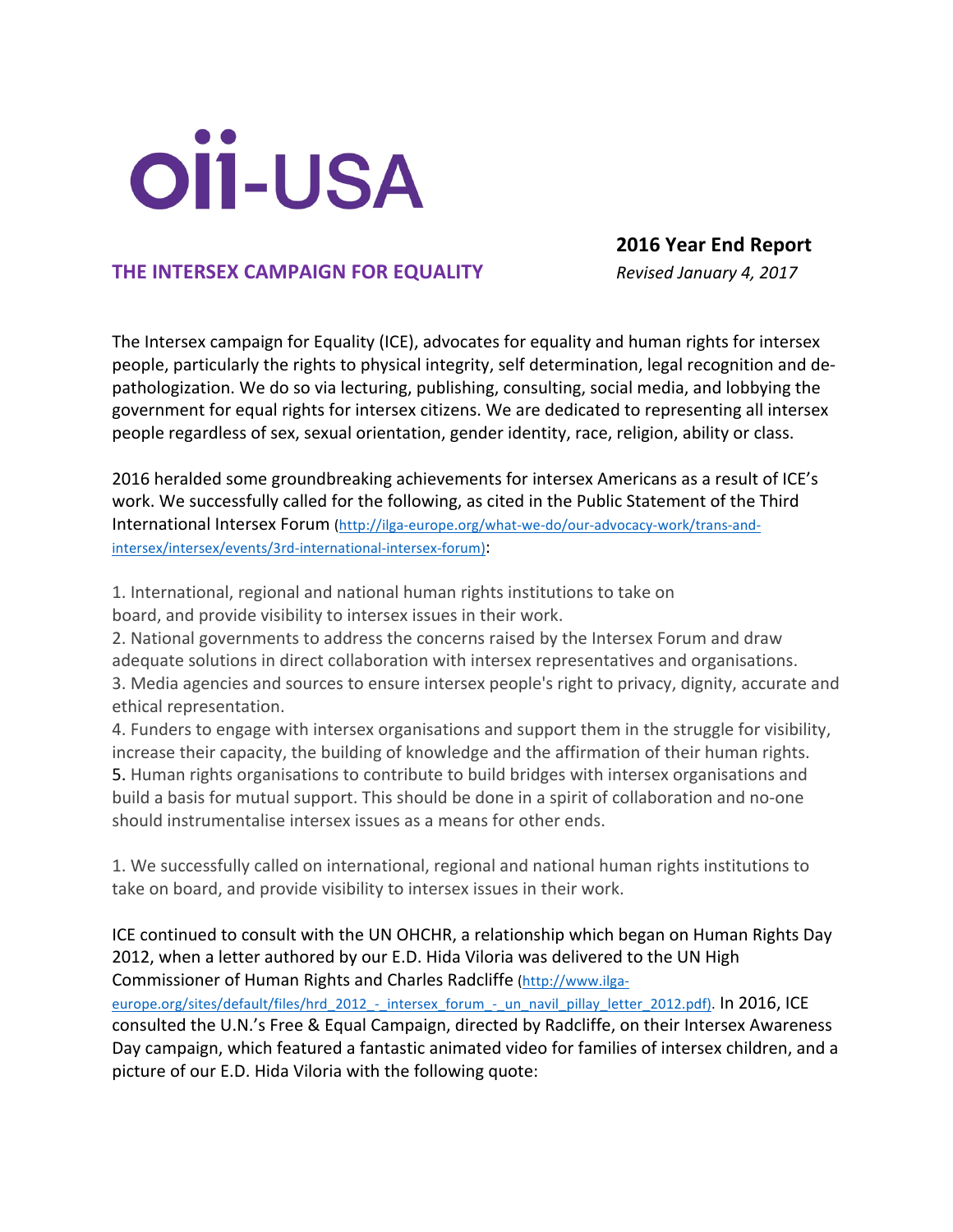# oii-USA

## THE INTERSEX CAMPAIGN FOR EQUALITY

**2016 Year End Report**
*Revised January 4, 2017*

The Intersex campaign for Equality (ICE), advocates for equality and human rights for intersex people, particularly the rights to physical integrity, self determination, legal recognition and de-pathologization. We do so via lecturing, publishing, consulting, social media, and lobbying the government for equal rights for intersex citizens. We are dedicated to representing all intersex people regardless of sex, sexual orientation, gender identity, race, religion, ability or class.

2016 heralded some groundbreaking achievements for intersex Americans as a result of ICE's work. We successfully called for the following, as cited in the Public Statement of the Third International Intersex Forum (http://ilga-europe.org/what-we-do/our-advocacy-work/trans-and-intersex/intersex/events/3rd-international-intersex-forum):

1. International, regional and national human rights institutions to take on board, and provide visibility to intersex issues in their work.
2. National governments to address the concerns raised by the Intersex Forum and draw adequate solutions in direct collaboration with intersex representatives and organisations.
3. Media agencies and sources to ensure intersex people's right to privacy, dignity, accurate and ethical representation.
4. Funders to engage with intersex organisations and support them in the struggle for visibility, increase their capacity, the building of knowledge and the affirmation of their human rights.
5. Human rights organisations to contribute to build bridges with intersex organisations and build a basis for mutual support. This should be done in a spirit of collaboration and no-one should instrumentalise intersex issues as a means for other ends.

1. We successfully called on international, regional and national human rights institutions to take on board, and provide visibility to intersex issues in their work.

ICE continued to consult with the UN OHCHR, a relationship which began on Human Rights Day 2012, when a letter authored by our E.D. Hida Viloria was delivered to the UN High Commissioner of Human Rights and Charles Radcliffe (http://www.ilga-europe.org/sites/default/files/hrd_2012_-_intersex_forum_-_un_navil_pillay_letter_2012.pdf). In 2016, ICE consulted the U.N.'s Free & Equal Campaign, directed by Radcliffe, on their Intersex Awareness Day campaign, which featured a fantastic animated video for families of intersex children, and a picture of our E.D. Hida Viloria with the following quote: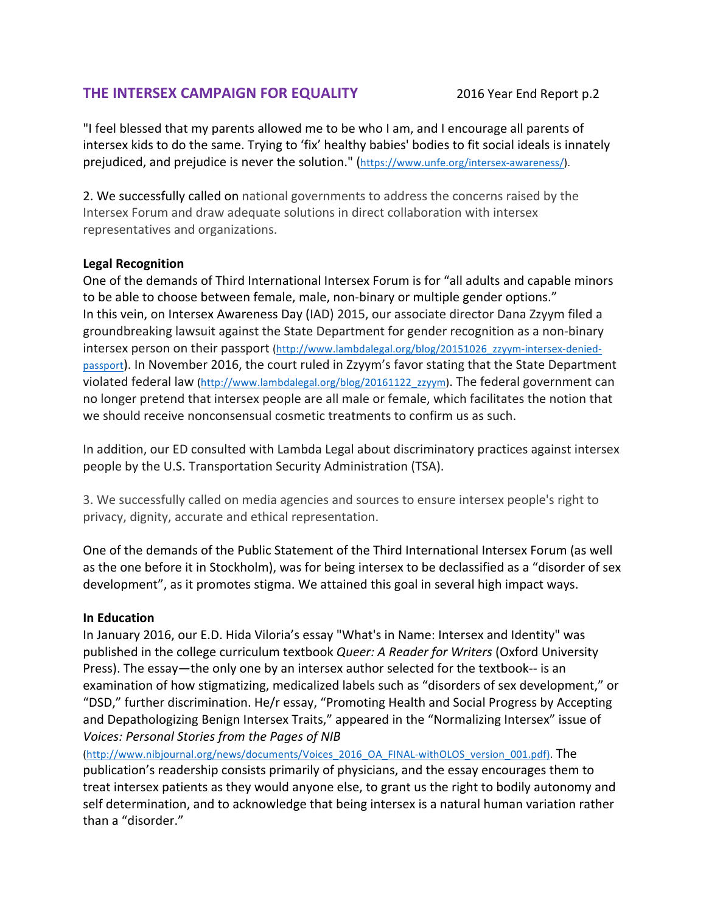"I feel blessed that my parents allowed me to be who I am, and I encourage all parents of intersex kids to do the same. Trying to 'fix' healthy babies' bodies to fit social ideals is innately prejudiced, and prejudice is never the solution." (https://www.unfe.org/intersex-awareness/).

2. We successfully called on national governments to address the concerns raised by the Intersex Forum and draw adequate solutions in direct collaboration with intersex representatives and organizations.

**Legal Recognition**

One of the demands of Third International Intersex Forum is for "all adults and capable minors to be able to choose between female, male, non-binary or multiple gender options." In this vein, on Intersex Awareness Day (IAD) 2015, our associate director Dana Zzyym filed a groundbreaking lawsuit against the State Department for gender recognition as a non-binary intersex person on their passport (http://www.lambdalegal.org/blog/20151026_zzyym-intersex-denied-passport). In November 2016, the court ruled in Zzyym's favor stating that the State Department violated federal law (http://www.lambdalegal.org/blog/20161122_zzyym). The federal government can no longer pretend that intersex people are all male or female, which facilitates the notion that we should receive nonconsensual cosmetic treatments to confirm us as such.

In addition, our ED consulted with Lambda Legal about discriminatory practices against intersex people by the U.S. Transportation Security Administration (TSA).

3. We successfully called on media agencies and sources to ensure intersex people's right to privacy, dignity, accurate and ethical representation.

One of the demands of the Public Statement of the Third International Intersex Forum (as well as the one before it in Stockholm), was for being intersex to be declassified as a "disorder of sex development", as it promotes stigma. We attained this goal in several high impact ways.

**In Education**

In January 2016, our E.D. Hida Viloria's essay "What's in Name: Intersex and Identity" was published in the college curriculum textbook *Queer: A Reader for Writers* (Oxford University Press). The essay—the only one by an intersex author selected for the textbook-- is an examination of how stigmatizing, medicalized labels such as "disorders of sex development," or "DSD," further discrimination. He/r essay, "Promoting Health and Social Progress by Accepting and Depathologizing Benign Intersex Traits," appeared in the "Normalizing Intersex" issue of *Voices: Personal Stories from the Pages of NIB* (http://www.nibjournal.org/news/documents/Voices_2016_OA_FINAL-withOLOS_version_001.pdf). The publication's readership consists primarily of physicians, and the essay encourages them to treat intersex patients as they would anyone else, to grant us the right to bodily autonomy and self determination, and to acknowledge that being intersex is a natural human variation rather than a "disorder."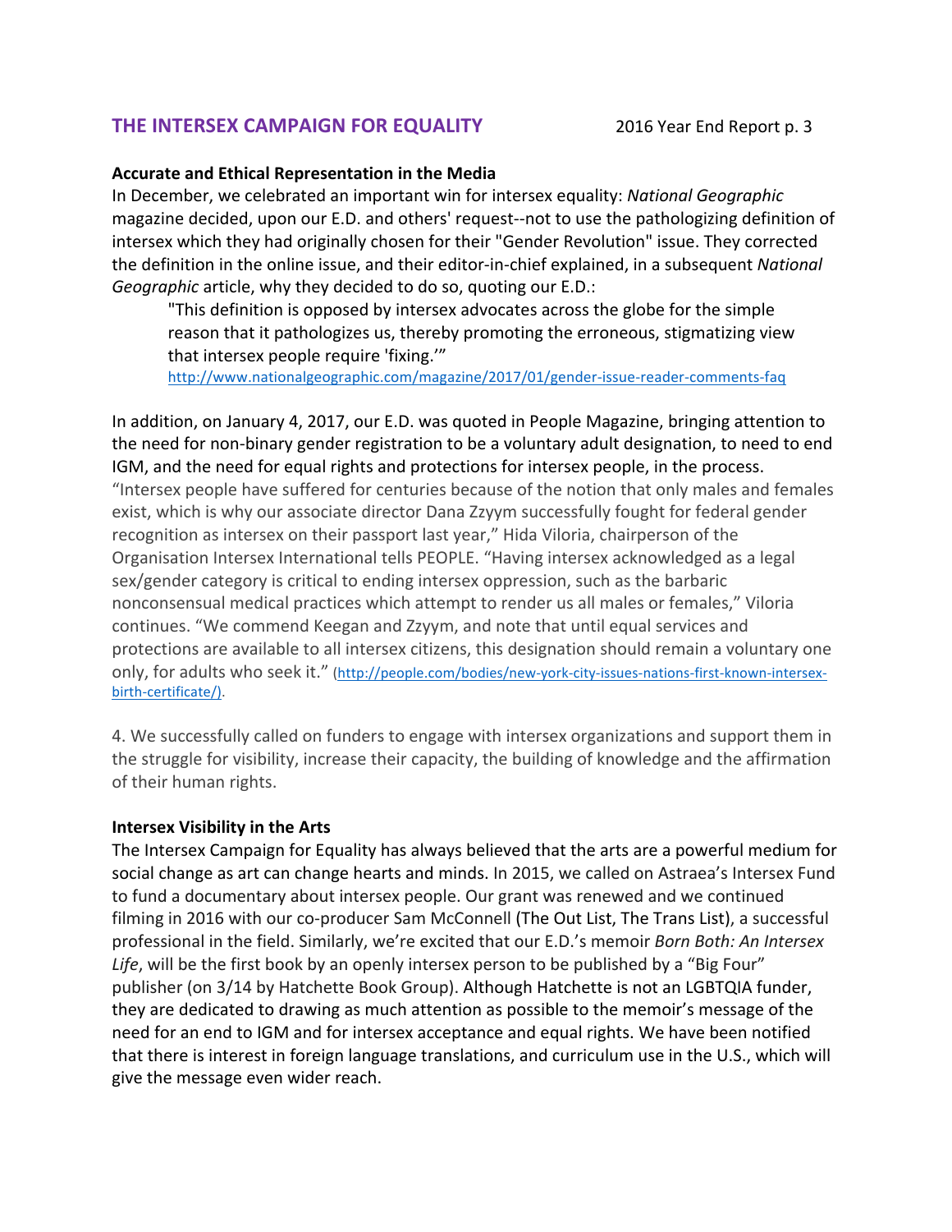**Accurate and Ethical Representation in the Media**

In December, we celebrated an important win for intersex equality: *National Geographic* magazine decided, upon our E.D. and others' request--not to use the pathologizing definition of intersex which they had originally chosen for their "Gender Revolution" issue. They corrected the definition in the online issue, and their editor-in-chief explained, in a subsequent *National Geographic* article, why they decided to do so, quoting our E.D.:

> "This definition is opposed by intersex advocates across the globe for the simple reason that it pathologizes us, thereby promoting the erroneous, stigmatizing view that intersex people require 'fixing.'"
> http://www.nationalgeographic.com/magazine/2017/01/gender-issue-reader-comments-faq

In addition, on January 4, 2017, our E.D. was quoted in People Magazine, bringing attention to the need for non-binary gender registration to be a voluntary adult designation, to need to end IGM, and the need for equal rights and protections for intersex people, in the process. "Intersex people have suffered for centuries because of the notion that only males and females exist, which is why our associate director Dana Zzyym successfully fought for federal gender recognition as intersex on their passport last year," Hida Viloria, chairperson of the Organisation Intersex International tells PEOPLE. "Having intersex acknowledged as a legal sex/gender category is critical to ending intersex oppression, such as the barbaric nonconsensual medical practices which attempt to render us all males or females," Viloria continues. "We commend Keegan and Zzyym, and note that until equal services and protections are available to all intersex citizens, this designation should remain a voluntary one only, for adults who seek it." (http://people.com/bodies/new-york-city-issues-nations-first-known-intersex-birth-certificate/).

4. We successfully called on funders to engage with intersex organizations and support them in the struggle for visibility, increase their capacity, the building of knowledge and the affirmation of their human rights.

**Intersex Visibility in the Arts**

The Intersex Campaign for Equality has always believed that the arts are a powerful medium for social change as art can change hearts and minds. In 2015, we called on Astraea's Intersex Fund to fund a documentary about intersex people. Our grant was renewed and we continued filming in 2016 with our co-producer Sam McConnell (The Out List, The Trans List), a successful professional in the field. Similarly, we're excited that our E.D.'s memoir *Born Both: An Intersex Life*, will be the first book by an openly intersex person to be published by a "Big Four" publisher (on 3/14 by Hatchette Book Group). Although Hatchette is not an LGBTQIA funder, they are dedicated to drawing as much attention as possible to the memoir's message of the need for an end to IGM and for intersex acceptance and equal rights. We have been notified that there is interest in foreign language translations, and curriculum use in the U.S., which will give the message even wider reach.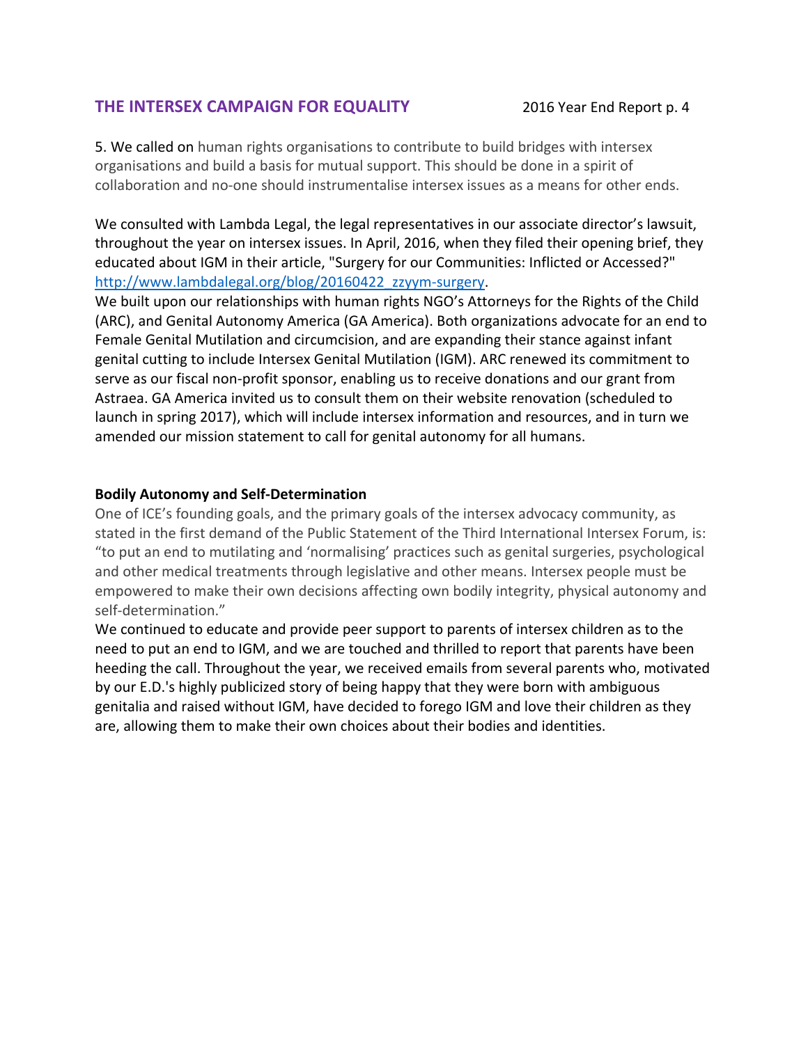5. We called on human rights organisations to contribute to build bridges with intersex organisations and build a basis for mutual support. This should be done in a spirit of collaboration and no-one should instrumentalise intersex issues as a means for other ends.

We consulted with Lambda Legal, the legal representatives in our associate director's lawsuit, throughout the year on intersex issues. In April, 2016, when they filed their opening brief, they educated about IGM in their article, "Surgery for our Communities: Inflicted or Accessed?" [http://www.lambdalegal.org/blog/20160422_zzyym-surgery](http://www.lambdalegal.org/blog/20160422_zzyym-surgery).

We built upon our relationships with human rights NGO's Attorneys for the Rights of the Child (ARC), and Genital Autonomy America (GA America). Both organizations advocate for an end to Female Genital Mutilation and circumcision, and are expanding their stance against infant genital cutting to include Intersex Genital Mutilation (IGM). ARC renewed its commitment to serve as our fiscal non-profit sponsor, enabling us to receive donations and our grant from Astraea. GA America invited us to consult them on their website renovation (scheduled to launch in spring 2017), which will include intersex information and resources, and in turn we amended our mission statement to call for genital autonomy for all humans.

**Bodily Autonomy and Self-Determination**

One of ICE's founding goals, and the primary goals of the intersex advocacy community, as stated in the first demand of the Public Statement of the Third International Intersex Forum, is: "to put an end to mutilating and 'normalising' practices such as genital surgeries, psychological and other medical treatments through legislative and other means. Intersex people must be empowered to make their own decisions affecting own bodily integrity, physical autonomy and self-determination."

We continued to educate and provide peer support to parents of intersex children as to the need to put an end to IGM, and we are touched and thrilled to report that parents have been heeding the call. Throughout the year, we received emails from several parents who, motivated by our E.D.'s highly publicized story of being happy that they were born with ambiguous genitalia and raised without IGM, have decided to forego IGM and love their children as they are, allowing them to make their own choices about their bodies and identities.